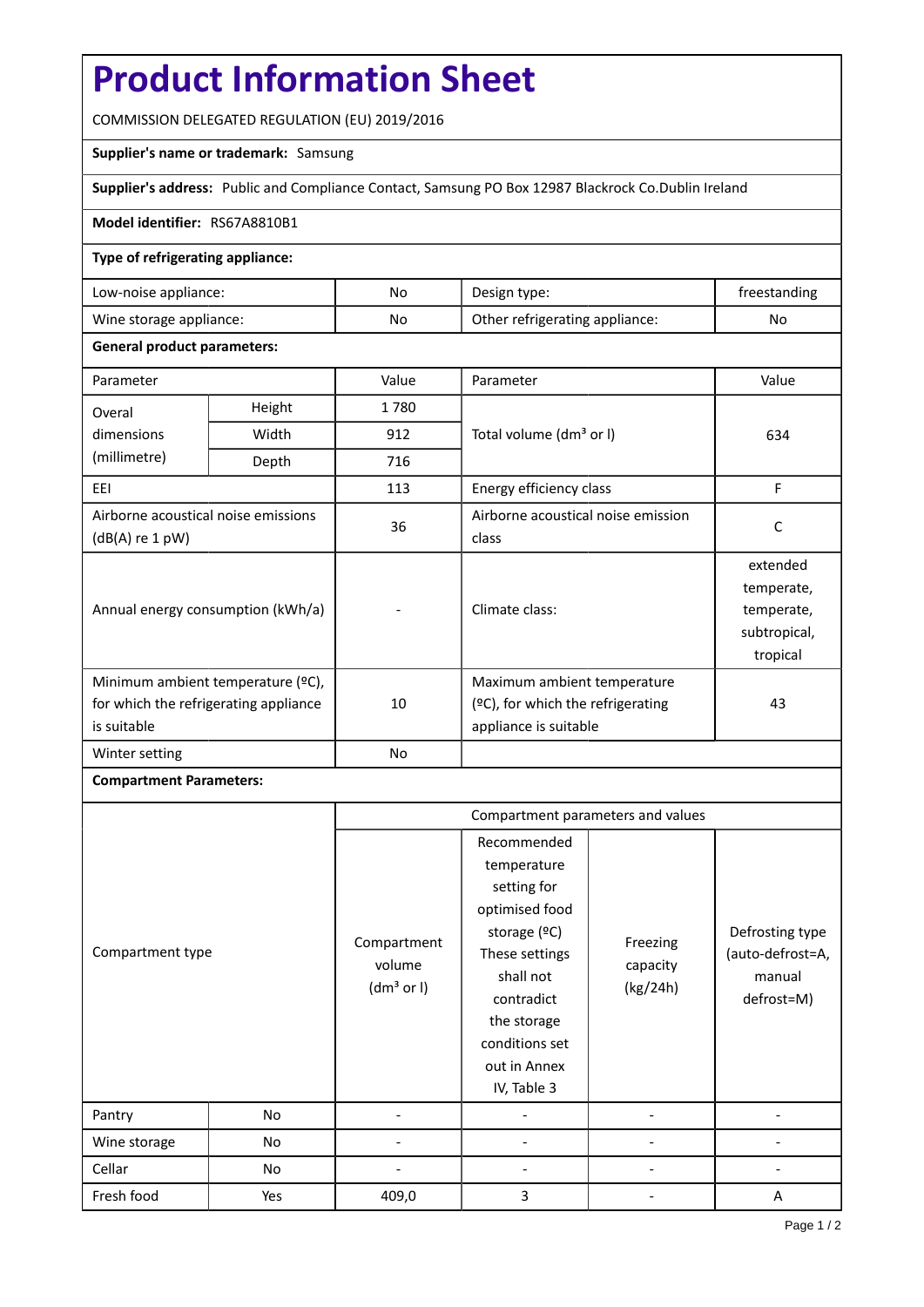# Product Information Sheet

COMMISSION DELEGATED REGULATION (EU) 2019/2016

**Supplier's name or trademark:** Samsung

**Supplier's address:** Public and Compliance Contact, Samsung PO Box 12987 Blackrock Co.Dublin Ireland

**Model identifier:** RS67A8810B1

**Type of refrigerating appliance:**

| | | | |
|---|---|---|---|
| Low-noise appliance: | No | Design type: | freestanding |
| Wine storage appliance: | No | Other refrigerating appliance: | No |

**General product parameters:**

| Parameter | | Value | Parameter | Value |
|---|---|---|---|---|
| Overal dimensions (millimetre) | Height | 1 780 | Total volume (dm³ or l) | 634 |
| | Width | 912 | | |
| | Depth | 716 | | |
| EEI | | 113 | Energy efficiency class | F |
| Airborne acoustical noise emissions (dB(A) re 1 pW) | | 36 | Airborne acoustical noise emission class | C |
| Annual energy consumption (kWh/a) | | - | Climate class: | extended temperate, temperate, subtropical, tropical |
| Minimum ambient temperature (ºC), for which the refrigerating appliance is suitable | | 10 | Maximum ambient temperature (ºC), for which the refrigerating appliance is suitable | 43 |
| Winter setting | | No | | |

**Compartment Parameters:**

| Compartment type | | Compartment parameters and values | | | |
|---|---|---|---|---|---|
| | | Compartment volume (dm³ or l) | Recommended temperature setting for optimised food storage (ºC) These settings shall not contradict the storage conditions set out in Annex IV, Table 3 | Freezing capacity (kg/24h) | Defrosting type (auto-defrost=A, manual defrost=M) |
| Pantry | No | - | - | - | - |
| Wine storage | No | - | - | - | - |
| Cellar | No | - | - | - | - |
| Fresh food | Yes | 409,0 | 3 | - | A |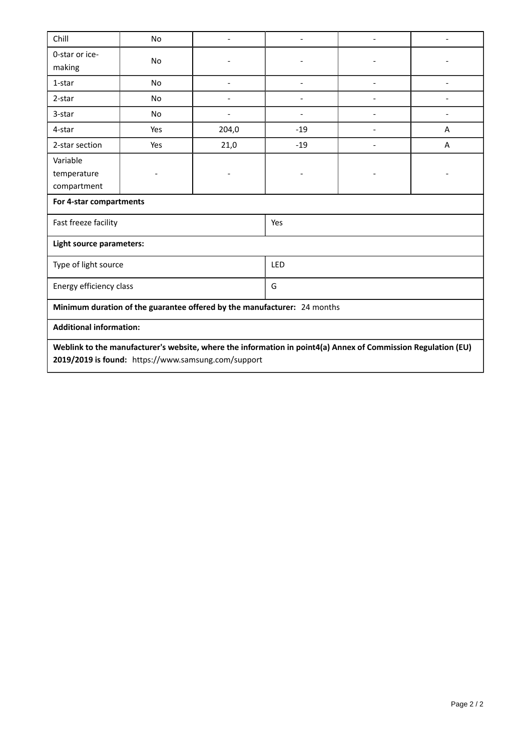| | | | | | |
|---|---|---|---|---|---|
| Chill | No | - | - | - | - |
| 0-star or ice-making | No | - | - | - | - |
| 1-star | No | - | - | - | - |
| 2-star | No | - | - | - | - |
| 3-star | No | - | - | - | - |
| 4-star | Yes | 204,0 | -19 | - | A |
| 2-star section | Yes | 21,0 | -19 | - | A |
| Variable temperature compartment | - | - | - | - | - |

| | |
|---|---|
| **For 4-star compartments** | |
| Fast freeze facility | Yes |
| **Light source parameters:** | |
| Type of light source | LED |
| Energy efficiency class | G |

**Minimum duration of the guarantee offered by the manufacturer:** 24 months

**Additional information:**

**Weblink to the manufacturer's website, where the information in point4(a) Annex of Commission Regulation (EU) 2019/2019 is found:** https://www.samsung.com/support